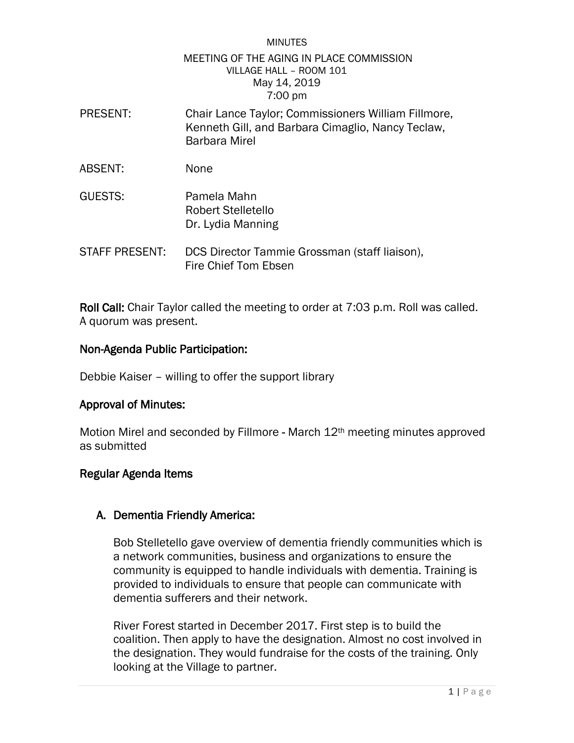MINUTES

MEETING OF THE AGING IN PLACE COMMISSION
VILLAGE HALL – ROOM 101
May 14, 2019
7:00 pm

| | |
|---|---|
| PRESENT: | Chair Lance Taylor; Commissioners William Fillmore, Kenneth Gill, and Barbara Cimaglio, Nancy Teclaw, Barbara Mirel |
| ABSENT: | None |
| GUESTS: | Pamela Mahn<br>Robert Stelletello<br>Dr. Lydia Manning |
| STAFF PRESENT: | DCS Director Tammie Grossman (staff liaison), Fire Chief Tom Ebsen |

**Roll Call:** Chair Taylor called the meeting to order at 7:03 p.m. Roll was called. A quorum was present.

## Non-Agenda Public Participation:

Debbie Kaiser – willing to offer the support library

## Approval of Minutes:

Motion Mirel and seconded by Fillmore - March 12th meeting minutes approved as submitted

## Regular Agenda Items

### A. Dementia Friendly America:

Bob Stelletello gave overview of dementia friendly communities which is a network communities, business and organizations to ensure the community is equipped to handle individuals with dementia. Training is provided to individuals to ensure that people can communicate with dementia sufferers and their network.

River Forest started in December 2017. First step is to build the coalition. Then apply to have the designation. Almost no cost involved in the designation. They would fundraise for the costs of the training. Only looking at the Village to partner.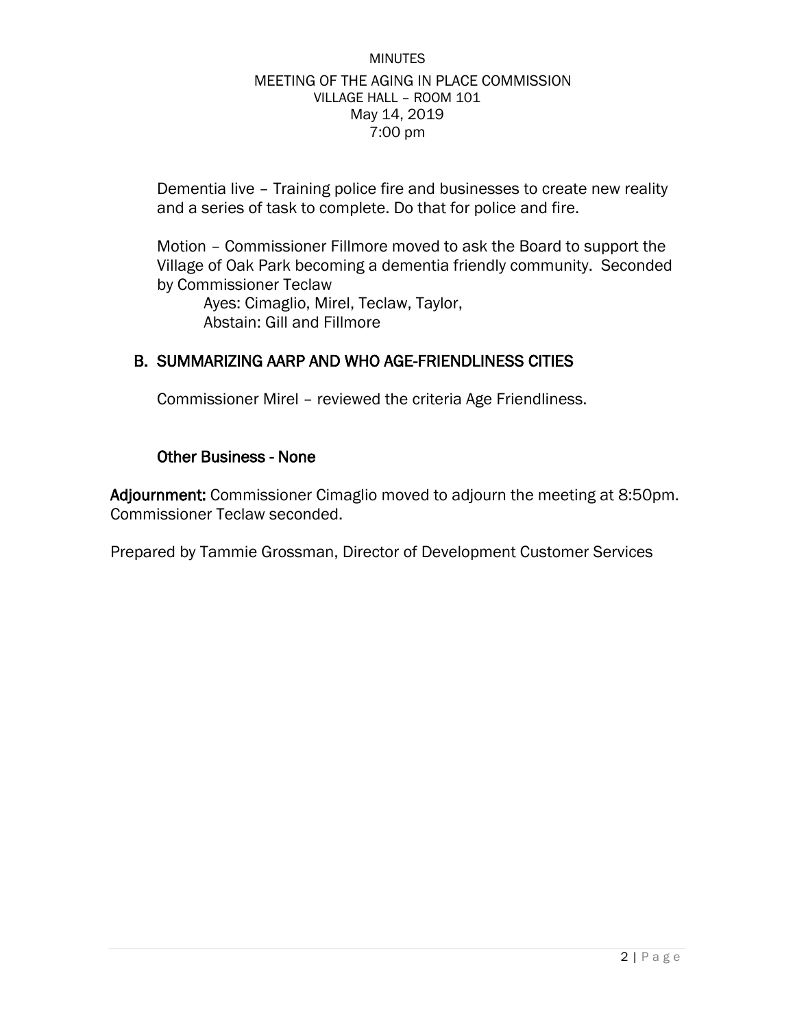Dementia live – Training police fire and businesses to create new reality and a series of task to complete. Do that for police and fire.

Motion – Commissioner Fillmore moved to ask the Board to support the Village of Oak Park becoming a dementia friendly community. Seconded by Commissioner Teclaw

Ayes: Cimaglio, Mirel, Teclaw, Taylor,
Abstain: Gill and Fillmore

## B. SUMMARIZING AARP AND WHO AGE-FRIENDLINESS CITIES

Commissioner Mirel – reviewed the criteria Age Friendliness.

### Other Business - None

**Adjournment:** Commissioner Cimaglio moved to adjourn the meeting at 8:50pm. Commissioner Teclaw seconded.

Prepared by Tammie Grossman, Director of Development Customer Services